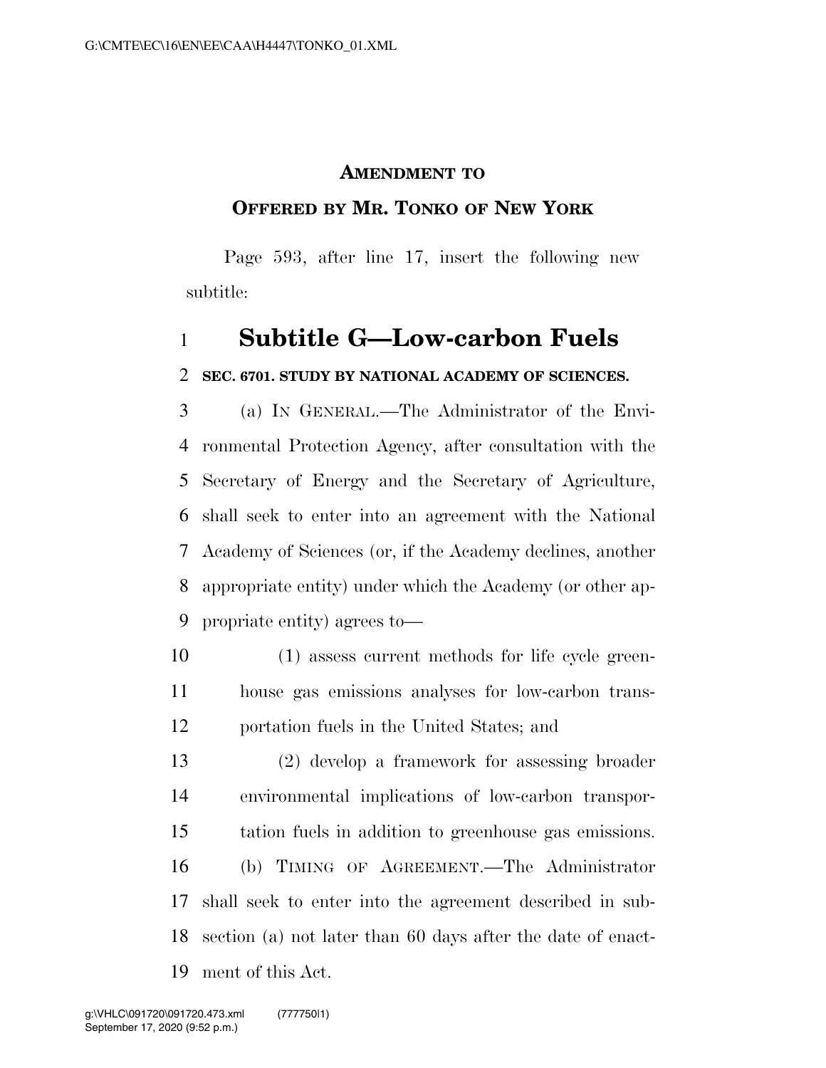**AMENDMENT TO**

**OFFERED BY MR. TONKO OF NEW YORK**

Page 593, after line 17, insert the following new subtitle:

# Subtitle G—Low-carbon Fuels

**SEC. 6701. STUDY BY NATIONAL ACADEMY OF SCIENCES.**

(a) IN GENERAL.—The Administrator of the Environmental Protection Agency, after consultation with the Secretary of Energy and the Secretary of Agriculture, shall seek to enter into an agreement with the National Academy of Sciences (or, if the Academy declines, another appropriate entity) under which the Academy (or other appropriate entity) agrees to—

(1) assess current methods for life cycle greenhouse gas emissions analyses for low-carbon transportation fuels in the United States; and

(2) develop a framework for assessing broader environmental implications of low-carbon transportation fuels in addition to greenhouse gas emissions.

(b) TIMING OF AGREEMENT.—The Administrator shall seek to enter into the agreement described in subsection (a) not later than 60 days after the date of enactment of this Act.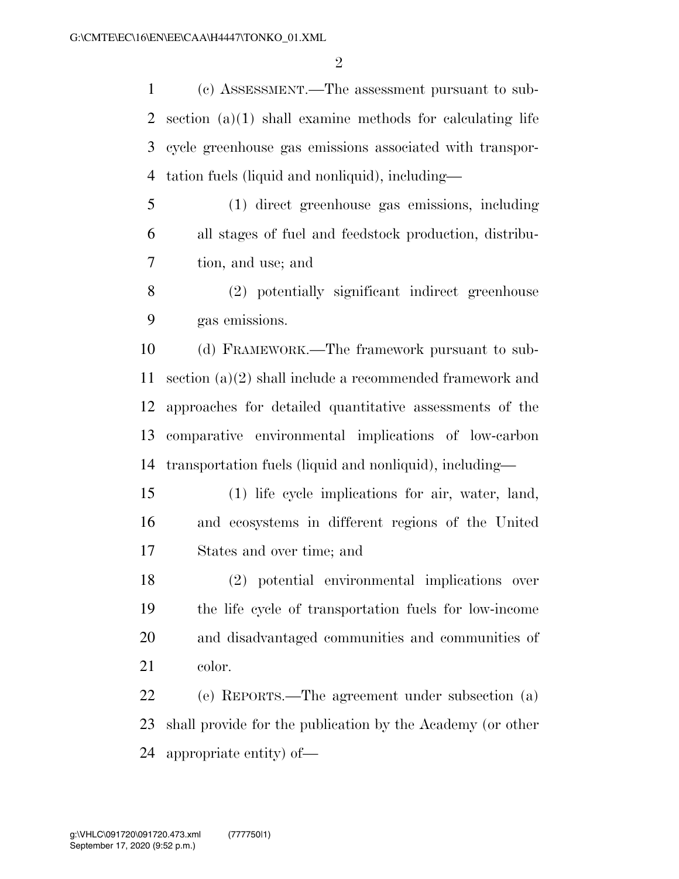(c) ASSESSMENT.—The assessment pursuant to subsection (a)(1) shall examine methods for calculating life cycle greenhouse gas emissions associated with transportation fuels (liquid and nonliquid), including—

(1) direct greenhouse gas emissions, including all stages of fuel and feedstock production, distribution, and use; and

(2) potentially significant indirect greenhouse gas emissions.

(d) FRAMEWORK.—The framework pursuant to subsection (a)(2) shall include a recommended framework and approaches for detailed quantitative assessments of the comparative environmental implications of low-carbon transportation fuels (liquid and nonliquid), including—

(1) life cycle implications for air, water, land, and ecosystems in different regions of the United States and over time; and

(2) potential environmental implications over the life cycle of transportation fuels for low-income and disadvantaged communities and communities of color.

(e) REPORTS.—The agreement under subsection (a) shall provide for the publication by the Academy (or other appropriate entity) of—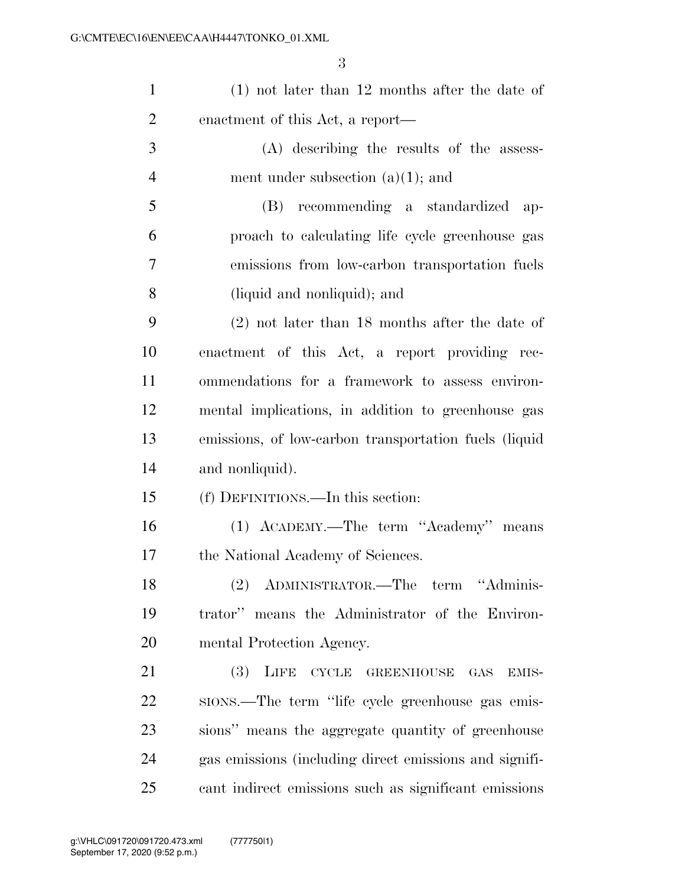(1) not later than 12 months after the date of enactment of this Act, a report—

(A) describing the results of the assessment under subsection (a)(1); and

(B) recommending a standardized approach to calculating life cycle greenhouse gas emissions from low-carbon transportation fuels (liquid and nonliquid); and

(2) not later than 18 months after the date of enactment of this Act, a report providing recommendations for a framework to assess environmental implications, in addition to greenhouse gas emissions, of low-carbon transportation fuels (liquid and nonliquid).

(f) DEFINITIONS.—In this section:

(1) ACADEMY.—The term "Academy" means the National Academy of Sciences.

(2) ADMINISTRATOR.—The term "Administrator" means the Administrator of the Environmental Protection Agency.

(3) LIFE CYCLE GREENHOUSE GAS EMISSIONS.—The term "life cycle greenhouse gas emissions" means the aggregate quantity of greenhouse gas emissions (including direct emissions and significant indirect emissions such as significant emissions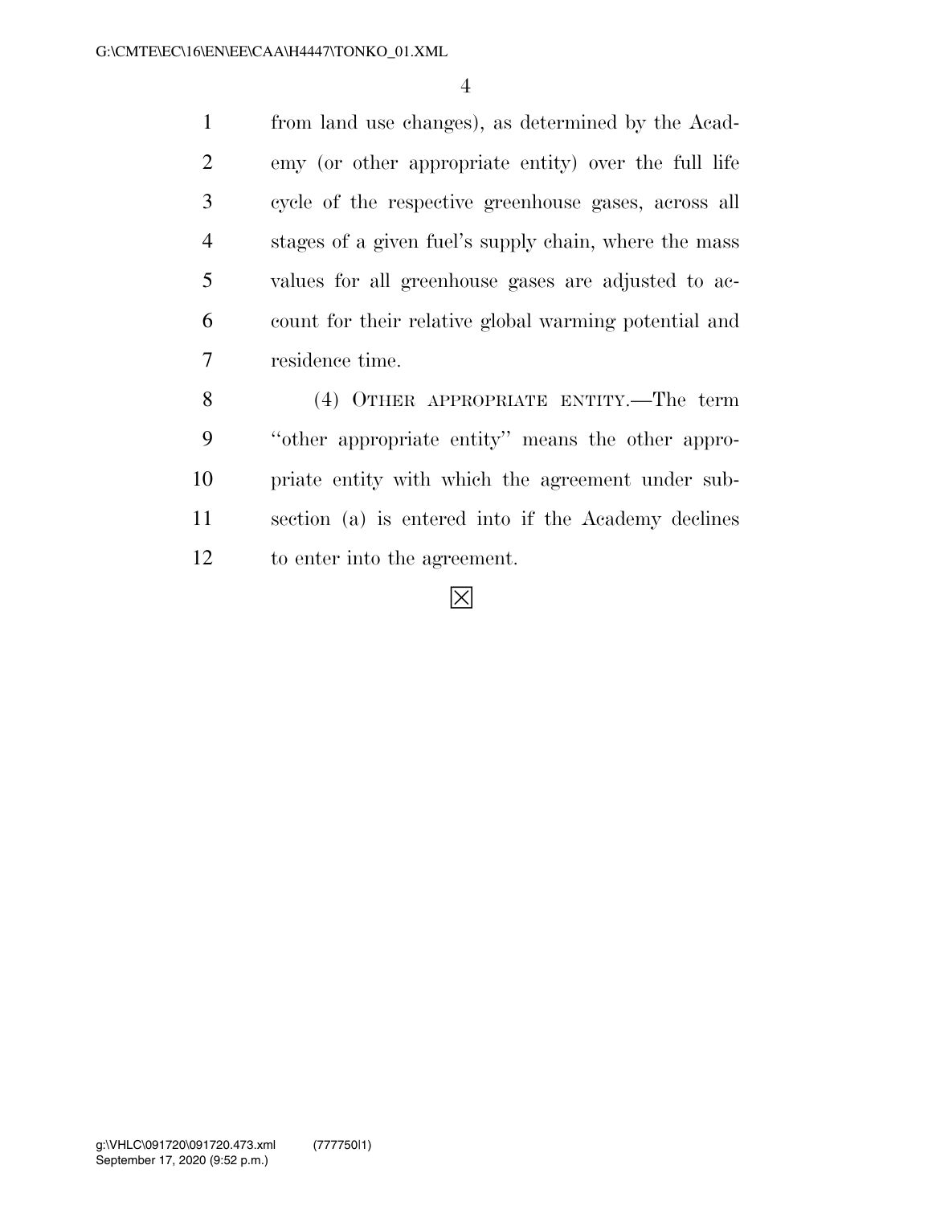from land use changes), as determined by the Academy (or other appropriate entity) over the full life cycle of the respective greenhouse gases, across all stages of a given fuel's supply chain, where the mass values for all greenhouse gases are adjusted to account for their relative global warming potential and residence time.

(4) OTHER APPROPRIATE ENTITY.—The term "other appropriate entity" means the other appropriate entity with which the agreement under subsection (a) is entered into if the Academy declines to enter into the agreement.